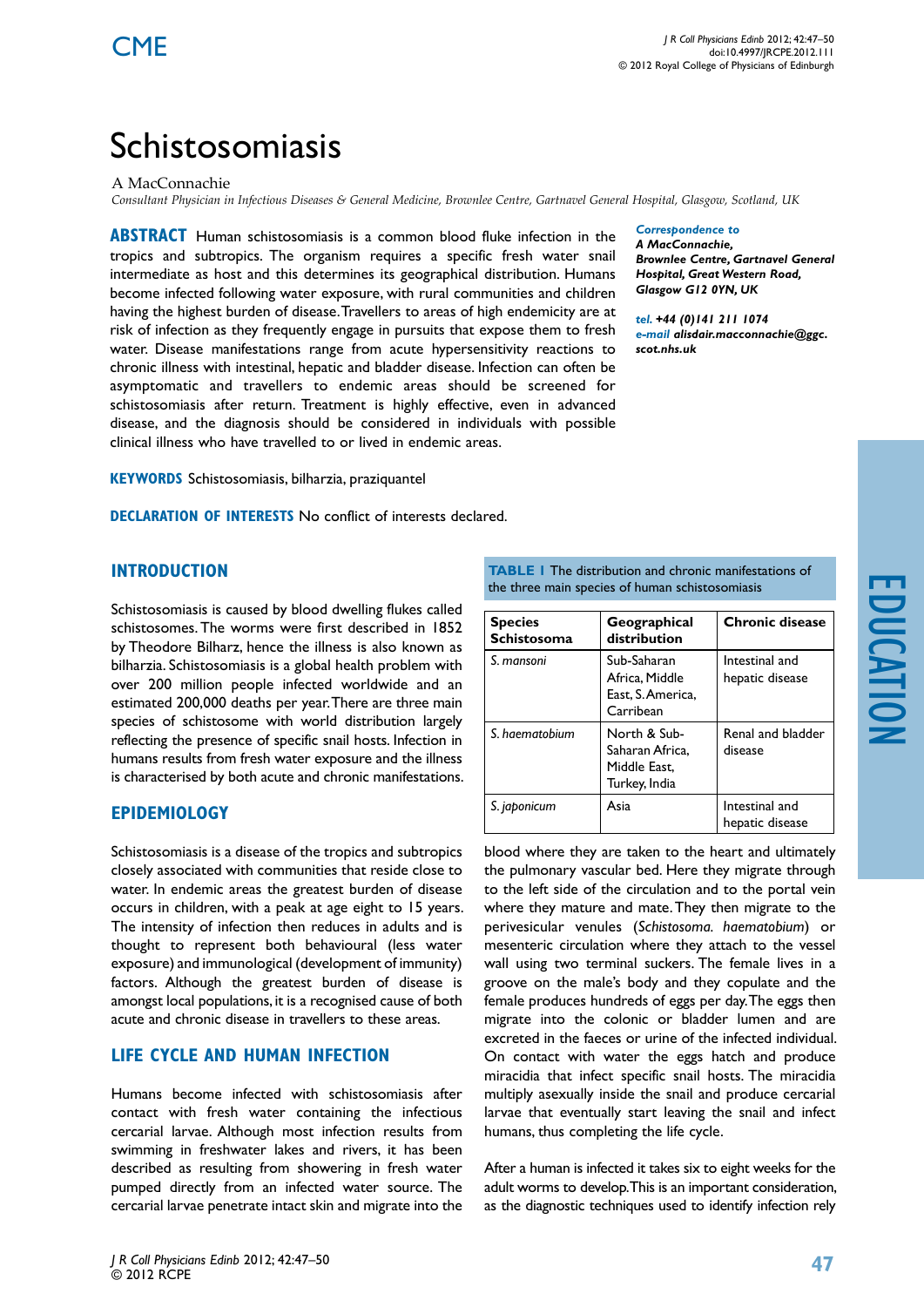CME

# Schistosomiasis

A MacConnachie

*Consultant Physician in Infectious Diseases & General Medicine, Brownlee Centre, Gartnavel General Hospital, Glasgow, Scotland, UK*

**ABSTRACT** Human schistosomiasis is a common blood fluke infection in the tropics and subtropics. The organism requires a specific fresh water snail intermediate as host and this determines its geographical distribution. Humans become infected following water exposure, with rural communities and children having the highest burden of disease. Travellers to areas of high endemicity are at risk of infection as they frequently engage in pursuits that expose them to fresh water. Disease manifestations range from acute hypersensitivity reactions to chronic illness with intestinal, hepatic and bladder disease. Infection can often be asymptomatic and travellers to endemic areas should be screened for schistosomiasis after return. Treatment is highly effective, even in advanced disease, and the diagnosis should be considered in individuals with possible clinical illness who have travelled to or lived in endemic areas.

*Correspondence to*
**A MacConnachie,**
**Brownlee Centre, Gartnavel General Hospital, Great Western Road, Glasgow G12 0YN, UK**

*tel.* **+44 (0)141 211 1074**
*e-mail* **alisdair.macconnachie@ggc.scot.nhs.uk**

**KEYWORDS** Schistosomiasis, bilharzia, praziquantel

**DECLARATION OF INTERESTS** No conflict of interests declared.

## INTRODUCTION

Schistosomiasis is caused by blood dwelling flukes called schistosomes. The worms were first described in 1852 by Theodore Bilharz, hence the illness is also known as bilharzia. Schistosomiasis is a global health problem with over 200 million people infected worldwide and an estimated 200,000 deaths per year. There are three main species of schistosome with world distribution largely reflecting the presence of specific snail hosts. Infection in humans results from fresh water exposure and the illness is characterised by both acute and chronic manifestations.

## EPIDEMIOLOGY

Schistosomiasis is a disease of the tropics and subtropics closely associated with communities that reside close to water. In endemic areas the greatest burden of disease occurs in children, with a peak at age eight to 15 years. The intensity of infection then reduces in adults and is thought to represent both behavioural (less water exposure) and immunological (development of immunity) factors. Although the greatest burden of disease is amongst local populations, it is a recognised cause of both acute and chronic disease in travellers to these areas.

## LIFE CYCLE AND HUMAN INFECTION

Humans become infected with schistosomiasis after contact with fresh water containing the infectious cercarial larvae. Although most infection results from swimming in freshwater lakes and rivers, it has been described as resulting from showering in fresh water pumped directly from an infected water source. The cercarial larvae penetrate intact skin and migrate into the blood where they are taken to the heart and ultimately the pulmonary vascular bed. Here they migrate through to the left side of the circulation and to the portal vein where they mature and mate. They then migrate to the perivesicular venules (*Schistosoma. haematobium*) or mesenteric circulation where they attach to the vessel wall using two terminal suckers. The female lives in a groove on the male's body and they copulate and the female produces hundreds of eggs per day. The eggs then migrate into the colonic or bladder lumen and are excreted in the faeces or urine of the infected individual. On contact with water the eggs hatch and produce miracidia that infect specific snail hosts. The miracidia multiply asexually inside the snail and produce cercarial larvae that eventually start leaving the snail and infect humans, thus completing the life cycle.

**TABLE 1** The distribution and chronic manifestations of the three main species of human schistosomiasis

| Species Schistosoma | Geographical distribution | Chronic disease |
|---|---|---|
| *S. mansoni* | Sub-Saharan Africa, Middle East, S. America, Carribean | Intestinal and hepatic disease |
| *S. haematobium* | North & Sub-Saharan Africa, Middle East, Turkey, India | Renal and bladder disease |
| *S. japonicum* | Asia | Intestinal and hepatic disease |

After a human is infected it takes six to eight weeks for the adult worms to develop. This is an important consideration, as the diagnostic techniques used to identify infection rely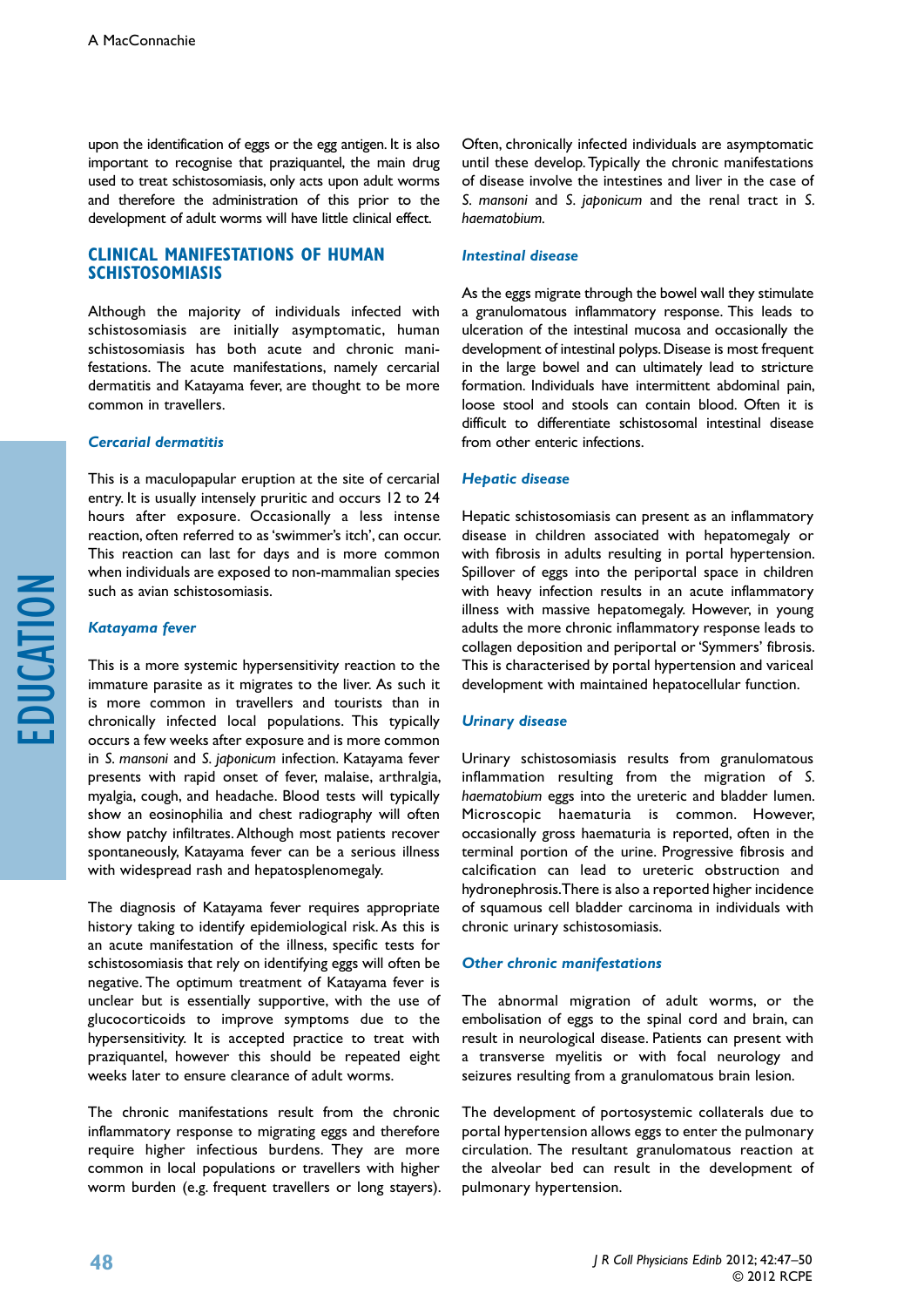upon the identification of eggs or the egg antigen. It is also important to recognise that praziquantel, the main drug used to treat schistosomiasis, only acts upon adult worms and therefore the administration of this prior to the development of adult worms will have little clinical effect.

## CLINICAL MANIFESTATIONS OF HUMAN SCHISTOSOMIASIS

Although the majority of individuals infected with schistosomiasis are initially asymptomatic, human schistosomiasis has both acute and chronic manifestations. The acute manifestations, namely cercarial dermatitis and Katayama fever, are thought to be more common in travellers.

### *Cercarial dermatitis*

This is a maculopapular eruption at the site of cercarial entry. It is usually intensely pruritic and occurs 12 to 24 hours after exposure. Occasionally a less intense reaction, often referred to as 'swimmer's itch', can occur. This reaction can last for days and is more common when individuals are exposed to non-mammalian species such as avian schistosomiasis.

### *Katayama fever*

This is a more systemic hypersensitivity reaction to the immature parasite as it migrates to the liver. As such it is more common in travellers and tourists than in chronically infected local populations. This typically occurs a few weeks after exposure and is more common in *S. mansoni* and *S. japonicum* infection. Katayama fever presents with rapid onset of fever, malaise, arthralgia, myalgia, cough, and headache. Blood tests will typically show an eosinophilia and chest radiography will often show patchy infiltrates. Although most patients recover spontaneously, Katayama fever can be a serious illness with widespread rash and hepatosplenomegaly.

The diagnosis of Katayama fever requires appropriate history taking to identify epidemiological risk. As this is an acute manifestation of the illness, specific tests for schistosomiasis that rely on identifying eggs will often be negative. The optimum treatment of Katayama fever is unclear but is essentially supportive, with the use of glucocorticoids to improve symptoms due to the hypersensitivity. It is accepted practice to treat with praziquantel, however this should be repeated eight weeks later to ensure clearance of adult worms.

The chronic manifestations result from the chronic inflammatory response to migrating eggs and therefore require higher infectious burdens. They are more common in local populations or travellers with higher worm burden (e.g. frequent travellers or long stayers). Often, chronically infected individuals are asymptomatic until these develop. Typically the chronic manifestations of disease involve the intestines and liver in the case of *S. mansoni* and *S. japonicum* and the renal tract in *S. haematobium*.

### *Intestinal disease*

As the eggs migrate through the bowel wall they stimulate a granulomatous inflammatory response. This leads to ulceration of the intestinal mucosa and occasionally the development of intestinal polyps. Disease is most frequent in the large bowel and can ultimately lead to stricture formation. Individuals have intermittent abdominal pain, loose stool and stools can contain blood. Often it is difficult to differentiate schistosomal intestinal disease from other enteric infections.

### *Hepatic disease*

Hepatic schistosomiasis can present as an inflammatory disease in children associated with hepatomegaly or with fibrosis in adults resulting in portal hypertension. Spillover of eggs into the periportal space in children with heavy infection results in an acute inflammatory illness with massive hepatomegaly. However, in young adults the more chronic inflammatory response leads to collagen deposition and periportal or 'Symmers' fibrosis. This is characterised by portal hypertension and variceal development with maintained hepatocellular function.

### *Urinary disease*

Urinary schistosomiasis results from granulomatous inflammation resulting from the migration of *S. haematobium* eggs into the ureteric and bladder lumen. Microscopic haematuria is common. However, occasionally gross haematuria is reported, often in the terminal portion of the urine. Progressive fibrosis and calcification can lead to ureteric obstruction and hydronephrosis. There is also a reported higher incidence of squamous cell bladder carcinoma in individuals with chronic urinary schistosomiasis.

### *Other chronic manifestations*

The abnormal migration of adult worms, or the embolisation of eggs to the spinal cord and brain, can result in neurological disease. Patients can present with a transverse myelitis or with focal neurology and seizures resulting from a granulomatous brain lesion.

The development of portosystemic collaterals due to portal hypertension allows eggs to enter the pulmonary circulation. The resultant granulomatous reaction at the alveolar bed can result in the development of pulmonary hypertension.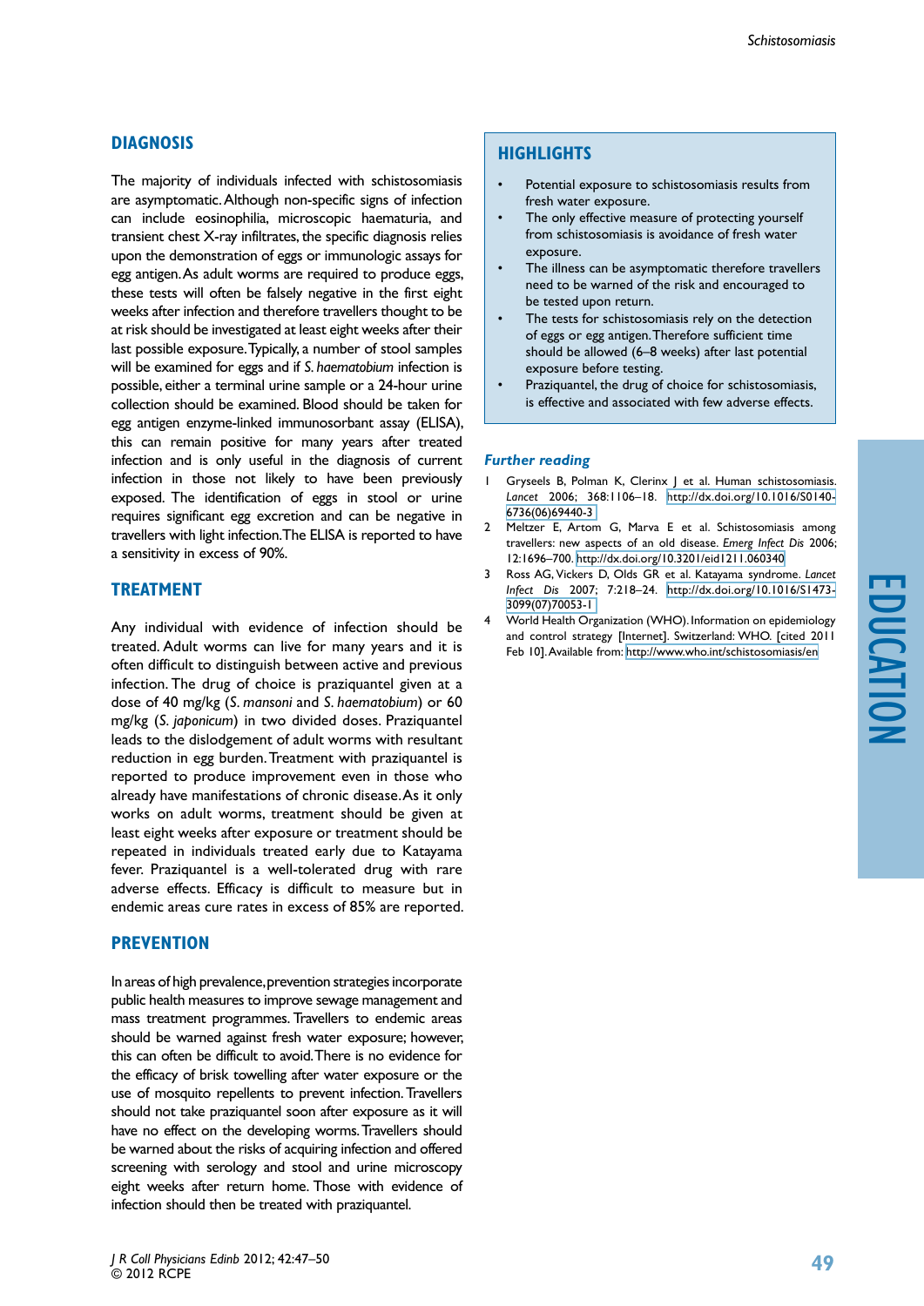## DIAGNOSIS

The majority of individuals infected with schistosomiasis are asymptomatic. Although non-specific signs of infection can include eosinophilia, microscopic haematuria, and transient chest X-ray infiltrates, the specific diagnosis relies upon the demonstration of eggs or immunologic assays for egg antigen. As adult worms are required to produce eggs, these tests will often be falsely negative in the first eight weeks after infection and therefore travellers thought to be at risk should be investigated at least eight weeks after their last possible exposure. Typically, a number of stool samples will be examined for eggs and if *S. haematobium* infection is possible, either a terminal urine sample or a 24-hour urine collection should be examined. Blood should be taken for egg antigen enzyme-linked immunosorbant assay (ELISA), this can remain positive for many years after treated infection and is only useful in the diagnosis of current infection in those not likely to have been previously exposed. The identification of eggs in stool or urine requires significant egg excretion and can be negative in travellers with light infection. The ELISA is reported to have a sensitivity in excess of 90%.

## TREATMENT

Any individual with evidence of infection should be treated. Adult worms can live for many years and it is often difficult to distinguish between active and previous infection. The drug of choice is praziquantel given at a dose of 40 mg/kg (*S. mansoni* and *S. haematobium*) or 60 mg/kg (*S. japonicum*) in two divided doses. Praziquantel leads to the dislodgement of adult worms with resultant reduction in egg burden. Treatment with praziquantel is reported to produce improvement even in those who already have manifestations of chronic disease. As it only works on adult worms, treatment should be given at least eight weeks after exposure or treatment should be repeated in individuals treated early due to Katayama fever. Praziquantel is a well-tolerated drug with rare adverse effects. Efficacy is difficult to measure but in endemic areas cure rates in excess of 85% are reported.

## PREVENTION

In areas of high prevalence, prevention strategies incorporate public health measures to improve sewage management and mass treatment programmes. Travellers to endemic areas should be warned against fresh water exposure; however, this can often be difficult to avoid. There is no evidence for the efficacy of brisk towelling after water exposure or the use of mosquito repellents to prevent infection. Travellers should not take praziquantel soon after exposure as it will have no effect on the developing worms. Travellers should be warned about the risks of acquiring infection and offered screening with serology and stool and urine microscopy eight weeks after return home. Those with evidence of infection should then be treated with praziquantel.

## HIGHLIGHTS

- Potential exposure to schistosomiasis results from fresh water exposure.
- The only effective measure of protecting yourself from schistosomiasis is avoidance of fresh water exposure.
- The illness can be asymptomatic therefore travellers need to be warned of the risk and encouraged to be tested upon return.
- The tests for schistosomiasis rely on the detection of eggs or egg antigen. Therefore sufficient time should be allowed (6–8 weeks) after last potential exposure before testing.
- Praziquantel, the drug of choice for schistosomiasis, is effective and associated with few adverse effects.

### *Further reading*

1. Gryseels B, Polman K, Clerinx J et al. Human schistosomiasis. *Lancet* 2006; 368:1106–18. http://dx.doi.org/10.1016/S0140-6736(06)69440-3
2. Meltzer E, Artom G, Marva E et al. Schistosomiasis among travellers: new aspects of an old disease. *Emerg Infect Dis* 2006; 12:1696–700. http://dx.doi.org/10.3201/eid1211.060340
3. Ross AG, Vickers D, Olds GR et al. Katayama syndrome. *Lancet Infect Dis* 2007; 7:218–24. http://dx.doi.org/10.1016/S1473-3099(07)70053-1
4. World Health Organization (WHO). Information on epidemiology and control strategy [Internet]. Switzerland: WHO. [cited 2011 Feb 10]. Available from: http://www.who.int/schistosomiasis/en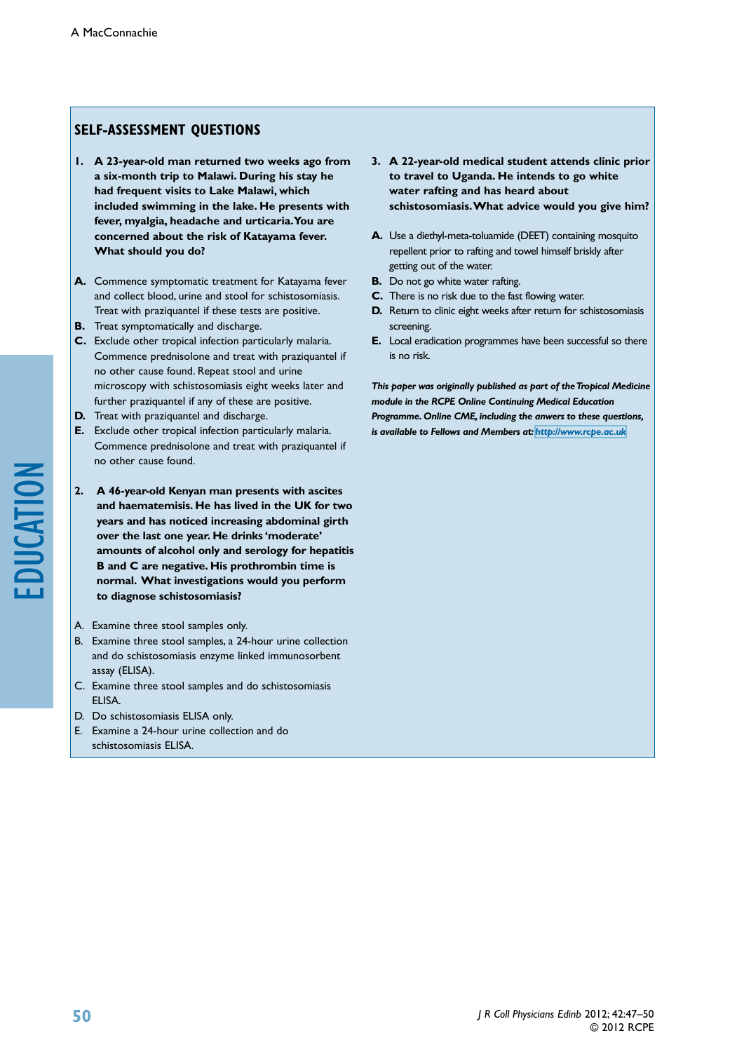## SELF-ASSESSMENT QUESTIONS

**1. A 23-year-old man returned two weeks ago from a six-month trip to Malawi. During his stay he had frequent visits to Lake Malawi, which included swimming in the lake. He presents with fever, myalgia, headache and urticaria. You are concerned about the risk of Katayama fever. What should you do?**

**A.** Commence symptomatic treatment for Katayama fever and collect blood, urine and stool for schistosomiasis. Treat with praziquantel if these tests are positive.
**B.** Treat symptomatically and discharge.
**C.** Exclude other tropical infection particularly malaria. Commence prednisolone and treat with praziquantel if no other cause found. Repeat stool and urine microscopy with schistosomiasis eight weeks later and further praziquantel if any of these are positive.
**D.** Treat with praziquantel and discharge.
**E.** Exclude other tropical infection particularly malaria. Commence prednisolone and treat with praziquantel if no other cause found.

**2. A 46-year-old Kenyan man presents with ascites and haematemisis. He has lived in the UK for two years and has noticed increasing abdominal girth over the last one year. He drinks 'moderate' amounts of alcohol only and serology for hepatitis B and C are negative. His prothrombin time is normal. What investigations would you perform to diagnose schistosomiasis?**

A. Examine three stool samples only.
B. Examine three stool samples, a 24-hour urine collection and do schistosomiasis enzyme linked immunosorbent assay (ELISA).
C. Examine three stool samples and do schistosomiasis ELISA.
D. Do schistosomiasis ELISA only.
E. Examine a 24-hour urine collection and do schistosomiasis ELISA.

**3. A 22-year-old medical student attends clinic prior to travel to Uganda. He intends to go white water rafting and has heard about schistosomiasis. What advice would you give him?**

**A.** Use a diethyl-meta-toluamide (DEET) containing mosquito repellent prior to rafting and towel himself briskly after getting out of the water.
**B.** Do not go white water rafting.
**C.** There is no risk due to the fast flowing water.
**D.** Return to clinic eight weeks after return for schistosomiasis screening.
**E.** Local eradication programmes have been successful so there is no risk.

***This paper was originally published as part of the Tropical Medicine module in the RCPE Online Continuing Medical Education Programme. Online CME, including the anwers to these questions, is available to Fellows and Members at: http://www.rcpe.ac.uk***